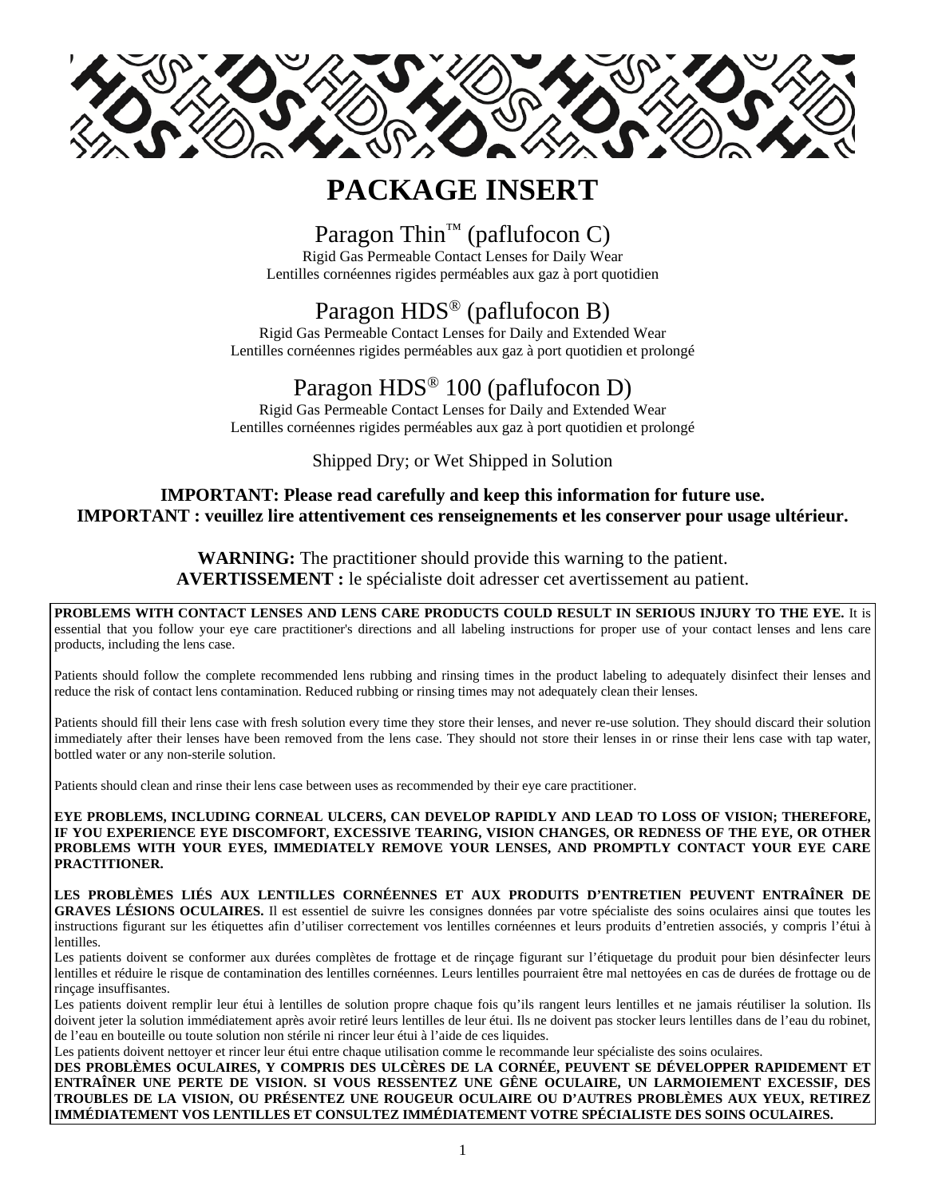# PACKAGE INSERT

## Paragon Thin™ (paflufocon C)

Rigid Gas Permeable Contact Lenses for Daily Wear
Lentilles cornéennes rigides perméables aux gaz à port quotidien

## Paragon HDS® (paflufocon B)

Rigid Gas Permeable Contact Lenses for Daily and Extended Wear
Lentilles cornéennes rigides perméables aux gaz à port quotidien et prolongé

## Paragon HDS® 100 (paflufocon D)

Rigid Gas Permeable Contact Lenses for Daily and Extended Wear
Lentilles cornéennes rigides perméables aux gaz à port quotidien et prolongé

Shipped Dry; or Wet Shipped in Solution

**IMPORTANT: Please read carefully and keep this information for future use.**
**IMPORTANT : veuillez lire attentivement ces renseignements et les conserver pour usage ultérieur.**

**WARNING:** The practitioner should provide this warning to the patient.
**AVERTISSEMENT :** le spécialiste doit adresser cet avertissement au patient.

**PROBLEMS WITH CONTACT LENSES AND LENS CARE PRODUCTS COULD RESULT IN SERIOUS INJURY TO THE EYE.** It is essential that you follow your eye care practitioner's directions and all labeling instructions for proper use of your contact lenses and lens care products, including the lens case.

Patients should follow the complete recommended lens rubbing and rinsing times in the product labeling to adequately disinfect their lenses and reduce the risk of contact lens contamination. Reduced rubbing or rinsing times may not adequately clean their lenses.

Patients should fill their lens case with fresh solution every time they store their lenses, and never re-use solution. They should discard their solution immediately after their lenses have been removed from the lens case. They should not store their lenses in or rinse their lens case with tap water, bottled water or any non-sterile solution.

Patients should clean and rinse their lens case between uses as recommended by their eye care practitioner.

**EYE PROBLEMS, INCLUDING CORNEAL ULCERS, CAN DEVELOP RAPIDLY AND LEAD TO LOSS OF VISION; THEREFORE, IF YOU EXPERIENCE EYE DISCOMFORT, EXCESSIVE TEARING, VISION CHANGES, OR REDNESS OF THE EYE, OR OTHER PROBLEMS WITH YOUR EYES, IMMEDIATELY REMOVE YOUR LENSES, AND PROMPTLY CONTACT YOUR EYE CARE PRACTITIONER.**

**LES PROBLÈMES LIÉS AUX LENTILLES CORNÉENNES ET AUX PRODUITS D'ENTRETIEN PEUVENT ENTRAÎNER DE GRAVES LÉSIONS OCULAIRES.** Il est essentiel de suivre les consignes données par votre spécialiste des soins oculaires ainsi que toutes les instructions figurant sur les étiquettes afin d'utiliser correctement vos lentilles cornéennes et leurs produits d'entretien associés, y compris l'étui à lentilles.

Les patients doivent se conformer aux durées complètes de frottage et de rinçage figurant sur l'étiquetage du produit pour bien désinfecter leurs lentilles et réduire le risque de contamination des lentilles cornéennes. Leurs lentilles pourraient être mal nettoyées en cas de durées de frottage ou de rinçage insuffisantes.

Les patients doivent remplir leur étui à lentilles de solution propre chaque fois qu'ils rangent leurs lentilles et ne jamais réutiliser la solution. Ils doivent jeter la solution immédiatement après avoir retiré leurs lentilles de leur étui. Ils ne doivent pas stocker leurs lentilles dans de l'eau du robinet, de l'eau en bouteille ou toute solution non stérile ni rincer leur étui à l'aide de ces liquides.

Les patients doivent nettoyer et rincer leur étui entre chaque utilisation comme le recommande leur spécialiste des soins oculaires.

**DES PROBLÈMES OCULAIRES, Y COMPRIS DES ULCÈRES DE LA CORNÉE, PEUVENT SE DÉVELOPPER RAPIDEMENT ET ENTRAÎNER UNE PERTE DE VISION. SI VOUS RESSENTEZ UNE GÊNE OCULAIRE, UN LARMOIEMENT EXCESSIF, DES TROUBLES DE LA VISION, OU PRÉSENTEZ UNE ROUGEUR OCULAIRE OU D'AUTRES PROBLÈMES AUX YEUX, RETIREZ IMMÉDIATEMENT VOS LENTILLES ET CONSULTEZ IMMÉDIATEMENT VOTRE SPÉCIALISTE DES SOINS OCULAIRES.**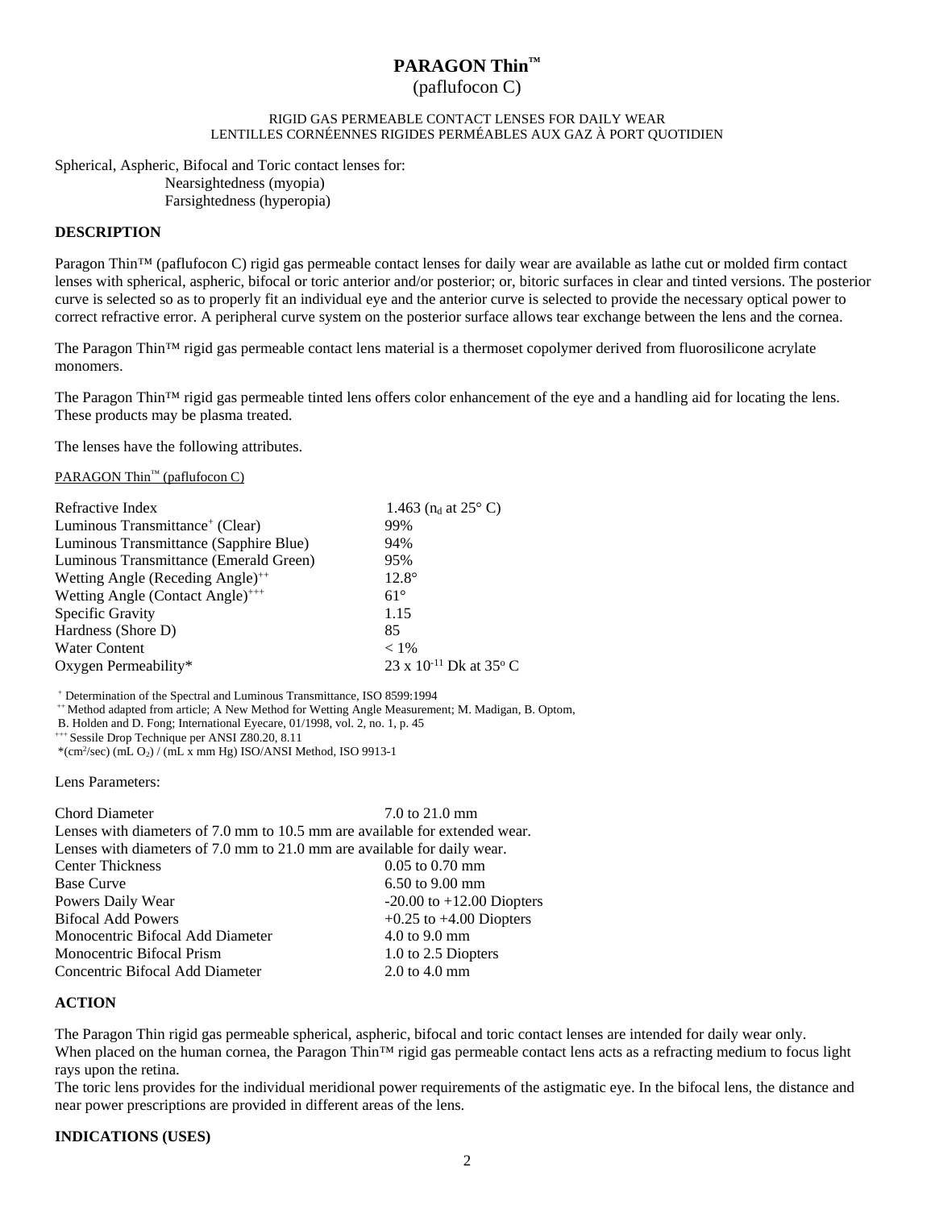# PARAGON Thin™

(paflufocon C)

RIGID GAS PERMEABLE CONTACT LENSES FOR DAILY WEAR
LENTILLES CORNÉENNES RIGIDES PERMÉABLES AUX GAZ À PORT QUOTIDIEN

Spherical, Aspheric, Bifocal and Toric contact lenses for:
- Nearsightedness (myopia)
- Farsightedness (hyperopia)

## DESCRIPTION

Paragon Thin™ (paflufocon C) rigid gas permeable contact lenses for daily wear are available as lathe cut or molded firm contact lenses with spherical, aspheric, bifocal or toric anterior and/or posterior; or, bitoric surfaces in clear and tinted versions. The posterior curve is selected so as to properly fit an individual eye and the anterior curve is selected to provide the necessary optical power to correct refractive error. A peripheral curve system on the posterior surface allows tear exchange between the lens and the cornea.

The Paragon Thin™ rigid gas permeable contact lens material is a thermoset copolymer derived from fluorosilicone acrylate monomers.

The Paragon Thin™ rigid gas permeable tinted lens offers color enhancement of the eye and a handling aid for locating the lens. These products may be plasma treated.

The lenses have the following attributes.

PARAGON Thin™ (paflufocon C)

| Property | Value |
|---|---|
| Refractive Index | 1.463 ($n_d$ at 25° C) |
| Luminous Transmittance[+] (Clear) | 99% |
| Luminous Transmittance (Sapphire Blue) | 94% |
| Luminous Transmittance (Emerald Green) | 95% |
| Wetting Angle (Receding Angle)[++] | 12.8° |
| Wetting Angle (Contact Angle)[+++] | 61° |
| Specific Gravity | 1.15 |
| Hardness (Shore D) | 85 |
| Water Content | < 1% |
| Oxygen Permeability* | 23 x $10^{-11}$ Dk at 35° C |

[+] Determination of the Spectral and Luminous Transmittance, ISO 8599:1994
[++] Method adapted from article; A New Method for Wetting Angle Measurement; M. Madigan, B. Optom, B. Holden and D. Fong; International Eyecare, 01/1998, vol. 2, no. 1, p. 45
[+++] Sessile Drop Technique per ANSI Z80.20, 8.11
*($cm^2$/sec) (mL $O_2$) / (mL x mm Hg) ISO/ANSI Method, ISO 9913-1

Lens Parameters:

| Parameter | Value |
|---|---|
| Chord Diameter | 7.0 to 21.0 mm |
| Lenses with diameters of 7.0 mm to 10.5 mm are available for extended wear. | |
| Lenses with diameters of 7.0 mm to 21.0 mm are available for daily wear. | |
| Center Thickness | 0.05 to 0.70 mm |
| Base Curve | 6.50 to 9.00 mm |
| Powers Daily Wear | -20.00 to +12.00 Diopters |
| Bifocal Add Powers | +0.25 to +4.00 Diopters |
| Monocentric Bifocal Add Diameter | 4.0 to 9.0 mm |
| Monocentric Bifocal Prism | 1.0 to 2.5 Diopters |
| Concentric Bifocal Add Diameter | 2.0 to 4.0 mm |

## ACTION

The Paragon Thin rigid gas permeable spherical, aspheric, bifocal and toric contact lenses are intended for daily wear only. When placed on the human cornea, the Paragon Thin™ rigid gas permeable contact lens acts as a refracting medium to focus light rays upon the retina.

The toric lens provides for the individual meridional power requirements of the astigmatic eye. In the bifocal lens, the distance and near power prescriptions are provided in different areas of the lens.

## INDICATIONS (USES)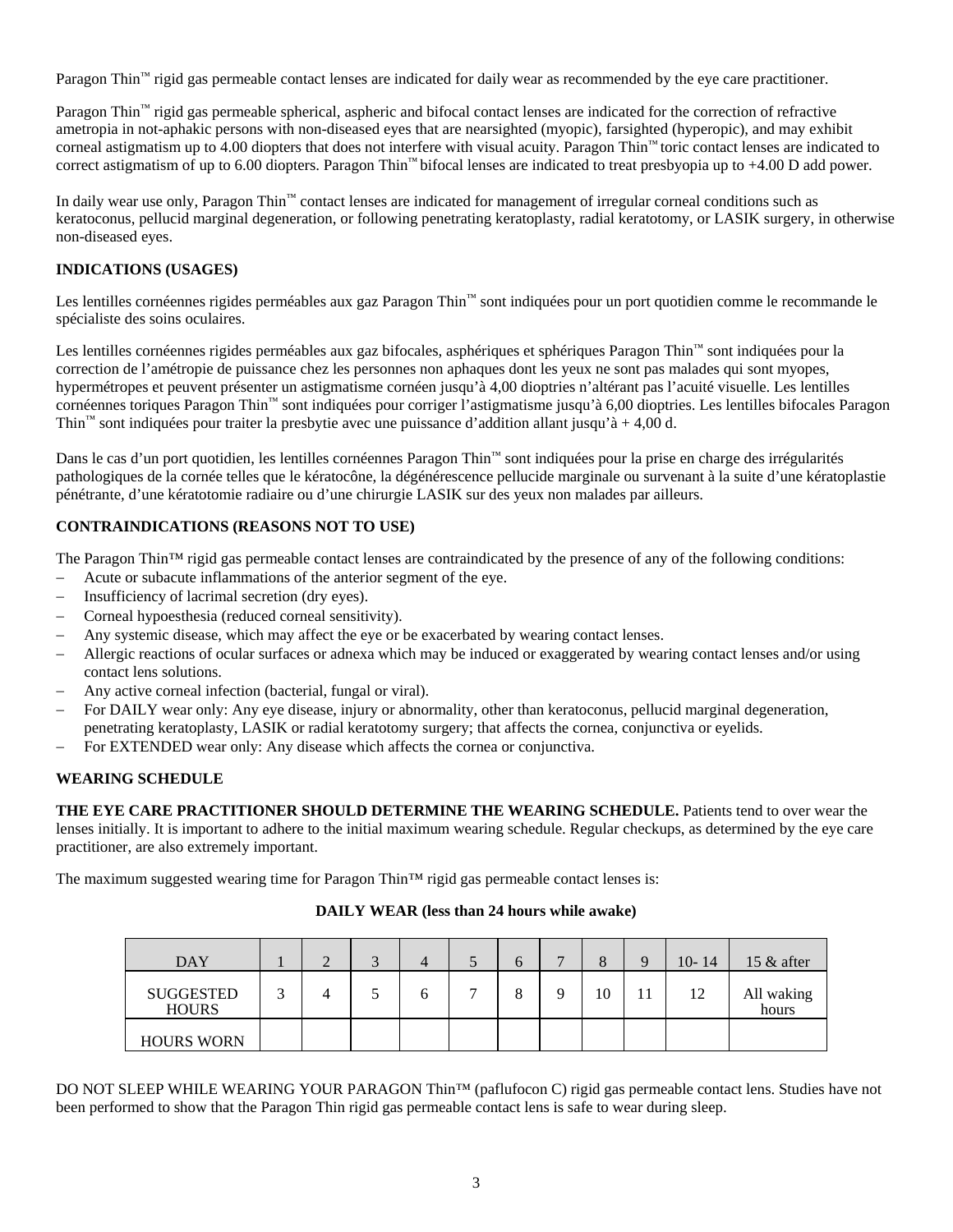Paragon Thin™ rigid gas permeable contact lenses are indicated for daily wear as recommended by the eye care practitioner.

Paragon Thin™ rigid gas permeable spherical, aspheric and bifocal contact lenses are indicated for the correction of refractive ametropia in not-aphakic persons with non-diseased eyes that are nearsighted (myopic), farsighted (hyperopic), and may exhibit corneal astigmatism up to 4.00 diopters that does not interfere with visual acuity. Paragon Thin™ toric contact lenses are indicated to correct astigmatism of up to 6.00 diopters. Paragon Thin™ bifocal lenses are indicated to treat presbyopia up to +4.00 D add power.

In daily wear use only, Paragon Thin™ contact lenses are indicated for management of irregular corneal conditions such as keratoconus, pellucid marginal degeneration, or following penetrating keratoplasty, radial keratotomy, or LASIK surgery, in otherwise non-diseased eyes.

**INDICATIONS (USAGES)**

Les lentilles cornéennes rigides perméables aux gaz Paragon Thin™ sont indiquées pour un port quotidien comme le recommande le spécialiste des soins oculaires.

Les lentilles cornéennes rigides perméables aux gaz bifocales, asphériques et sphériques Paragon Thin™ sont indiquées pour la correction de l'amétropie de puissance chez les personnes non aphaques dont les yeux ne sont pas malades qui sont myopes, hypermétropes et peuvent présenter un astigmatisme cornéen jusqu'à 4,00 dioptries n'altérant pas l'acuité visuelle. Les lentilles cornéennes toriques Paragon Thin™ sont indiquées pour corriger l'astigmatisme jusqu'à 6,00 dioptries. Les lentilles bifocales Paragon Thin™ sont indiquées pour traiter la presbytie avec une puissance d'addition allant jusqu'à + 4,00 d.

Dans le cas d'un port quotidien, les lentilles cornéennes Paragon Thin™ sont indiquées pour la prise en charge des irrégularités pathologiques de la cornée telles que le kératocône, la dégénérescence pellucide marginale ou survenant à la suite d'une kératoplastie pénétrante, d'une kératotomie radiaire ou d'une chirurgie LASIK sur des yeux non malades par ailleurs.

**CONTRAINDICATIONS (REASONS NOT TO USE)**

The Paragon Thin™ rigid gas permeable contact lenses are contraindicated by the presence of any of the following conditions:

- Acute or subacute inflammations of the anterior segment of the eye.
- Insufficiency of lacrimal secretion (dry eyes).
- Corneal hypoesthesia (reduced corneal sensitivity).
- Any systemic disease, which may affect the eye or be exacerbated by wearing contact lenses.
- Allergic reactions of ocular surfaces or adnexa which may be induced or exaggerated by wearing contact lenses and/or using contact lens solutions.
- Any active corneal infection (bacterial, fungal or viral).
- For DAILY wear only: Any eye disease, injury or abnormality, other than keratoconus, pellucid marginal degeneration, penetrating keratoplasty, LASIK or radial keratotomy surgery; that affects the cornea, conjunctiva or eyelids.
- For EXTENDED wear only: Any disease which affects the cornea or conjunctiva.

**WEARING SCHEDULE**

**THE EYE CARE PRACTITIONER SHOULD DETERMINE THE WEARING SCHEDULE.** Patients tend to over wear the lenses initially. It is important to adhere to the initial maximum wearing schedule. Regular checkups, as determined by the eye care practitioner, are also extremely important.

The maximum suggested wearing time for Paragon Thin™ rigid gas permeable contact lenses is:

**DAILY WEAR (less than 24 hours while awake)**

| DAY | 1 | 2 | 3 | 4 | 5 | 6 | 7 | 8 | 9 | 10- 14 | 15 & after |
|---|---|---|---|---|---|---|---|---|---|---|---|
| SUGGESTED HOURS | 3 | 4 | 5 | 6 | 7 | 8 | 9 | 10 | 11 | 12 | All waking hours |
| HOURS WORN | | | | | | | | | | | |

DO NOT SLEEP WHILE WEARING YOUR PARAGON Thin™ (paflufocon C) rigid gas permeable contact lens. Studies have not been performed to show that the Paragon Thin rigid gas permeable contact lens is safe to wear during sleep.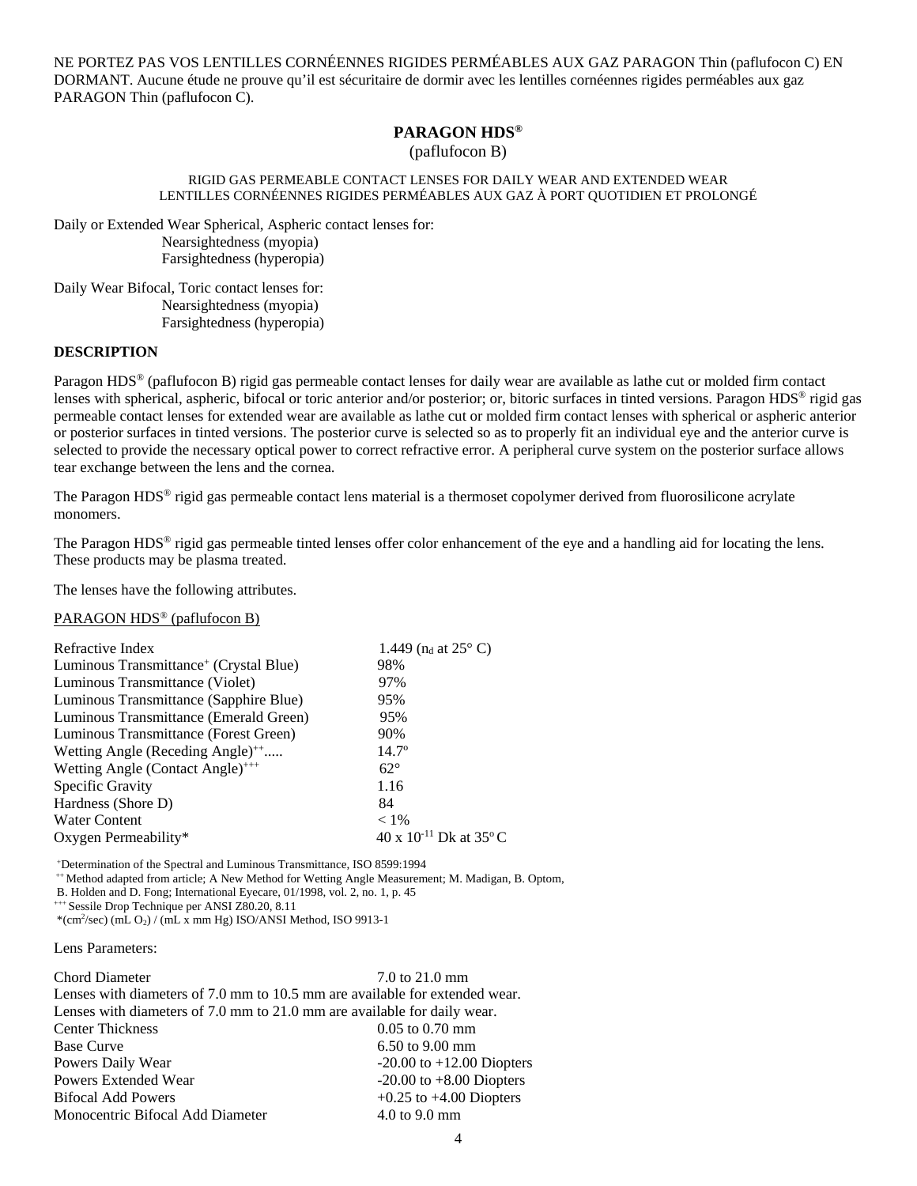NE PORTEZ PAS VOS LENTILLES CORNÉENNES RIGIDES PERMÉABLES AUX GAZ PARAGON Thin (paflufocon C) EN DORMANT. Aucune étude ne prouve qu'il est sécuritaire de dormir avec les lentilles cornéennes rigides perméables aux gaz PARAGON Thin (paflufocon C).

## PARAGON HDS®

(paflufocon B)

RIGID GAS PERMEABLE CONTACT LENSES FOR DAILY WEAR AND EXTENDED WEAR
LENTILLES CORNÉENNES RIGIDES PERMÉABLES AUX GAZ À PORT QUOTIDIEN ET PROLONGÉ

Daily or Extended Wear Spherical, Aspheric contact lenses for:
- Nearsightedness (myopia)
- Farsightedness (hyperopia)

Daily Wear Bifocal, Toric contact lenses for:
- Nearsightedness (myopia)
- Farsightedness (hyperopia)

**DESCRIPTION**

Paragon HDS® (paflufocon B) rigid gas permeable contact lenses for daily wear are available as lathe cut or molded firm contact lenses with spherical, aspheric, bifocal or toric anterior and/or posterior; or, bitoric surfaces in tinted versions. Paragon HDS® rigid gas permeable contact lenses for extended wear are available as lathe cut or molded firm contact lenses with spherical or aspheric anterior or posterior surfaces in tinted versions. The posterior curve is selected so as to properly fit an individual eye and the anterior curve is selected to provide the necessary optical power to correct refractive error. A peripheral curve system on the posterior surface allows tear exchange between the lens and the cornea.

The Paragon HDS® rigid gas permeable contact lens material is a thermoset copolymer derived from fluorosilicone acrylate monomers.

The Paragon HDS® rigid gas permeable tinted lenses offer color enhancement of the eye and a handling aid for locating the lens. These products may be plasma treated.

The lenses have the following attributes.

PARAGON HDS® (paflufocon B)

| | |
|---|---|
| Refractive Index | 1.449 ($n_d$ at 25° C) |
| Luminous Transmittance+ (Crystal Blue) | 98% |
| Luminous Transmittance (Violet) | 97% |
| Luminous Transmittance (Sapphire Blue) | 95% |
| Luminous Transmittance (Emerald Green) | 95% |
| Luminous Transmittance (Forest Green) | 90% |
| Wetting Angle (Receding Angle)++..... | 14.7º |
| Wetting Angle (Contact Angle)+++ | 62° |
| Specific Gravity | 1.16 |
| Hardness (Shore D) | 84 |
| Water Content | < 1% |
| Oxygen Permeability* | 40 x $10^{-11}$ Dk at 35º C |

+Determination of the Spectral and Luminous Transmittance, ISO 8599:1994
++ Method adapted from article; A New Method for Wetting Angle Measurement; M. Madigan, B. Optom, B. Holden and D. Fong; International Eyecare, 01/1998, vol. 2, no. 1, p. 45
+++ Sessile Drop Technique per ANSI Z80.20, 8.11
*($cm^2$/sec) (mL $O_2$) / (mL x mm Hg) ISO/ANSI Method, ISO 9913-1

Lens Parameters:

| | |
|---|---|
| Chord Diameter | 7.0 to 21.0 mm |
| Lenses with diameters of 7.0 mm to 10.5 mm are available for extended wear. | |
| Lenses with diameters of 7.0 mm to 21.0 mm are available for daily wear. | |
| Center Thickness | 0.05 to 0.70 mm |
| Base Curve | 6.50 to 9.00 mm |
| Powers Daily Wear | -20.00 to +12.00 Diopters |
| Powers Extended Wear | -20.00 to +8.00 Diopters |
| Bifocal Add Powers | +0.25 to +4.00 Diopters |
| Monocentric Bifocal Add Diameter | 4.0 to 9.0 mm |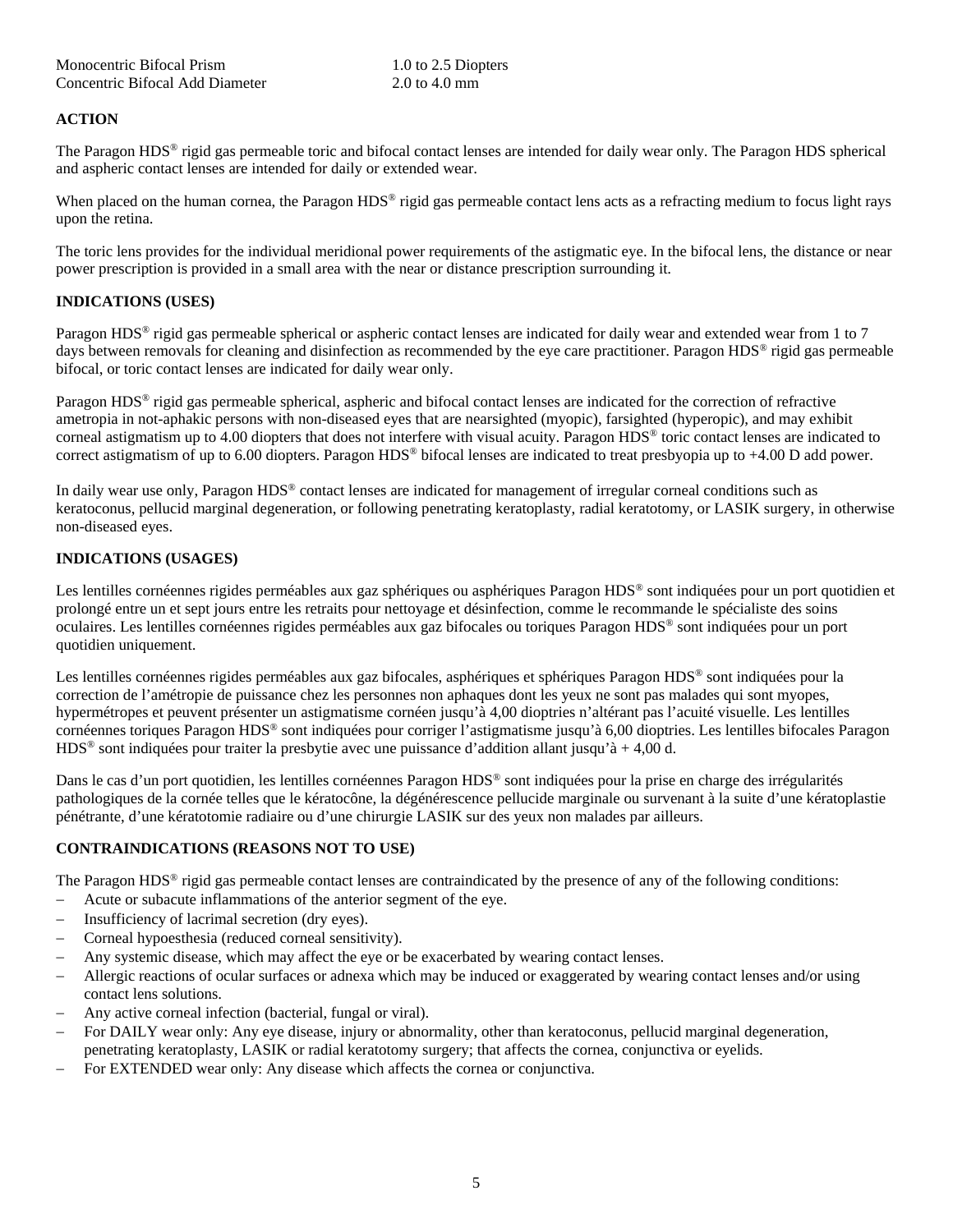| | |
|---|---|
| Monocentric Bifocal Prism | 1.0 to 2.5 Diopters |
| Concentric Bifocal Add Diameter | 2.0 to 4.0 mm |

**ACTION**

The Paragon HDS® rigid gas permeable toric and bifocal contact lenses are intended for daily wear only. The Paragon HDS spherical and aspheric contact lenses are intended for daily or extended wear.

When placed on the human cornea, the Paragon HDS® rigid gas permeable contact lens acts as a refracting medium to focus light rays upon the retina.

The toric lens provides for the individual meridional power requirements of the astigmatic eye. In the bifocal lens, the distance or near power prescription is provided in a small area with the near or distance prescription surrounding it.

**INDICATIONS (USES)**

Paragon HDS® rigid gas permeable spherical or aspheric contact lenses are indicated for daily wear and extended wear from 1 to 7 days between removals for cleaning and disinfection as recommended by the eye care practitioner. Paragon HDS® rigid gas permeable bifocal, or toric contact lenses are indicated for daily wear only.

Paragon HDS® rigid gas permeable spherical, aspheric and bifocal contact lenses are indicated for the correction of refractive ametropia in not-aphakic persons with non-diseased eyes that are nearsighted (myopic), farsighted (hyperopic), and may exhibit corneal astigmatism up to 4.00 diopters that does not interfere with visual acuity. Paragon HDS® toric contact lenses are indicated to correct astigmatism of up to 6.00 diopters. Paragon HDS® bifocal lenses are indicated to treat presbyopia up to +4.00 D add power.

In daily wear use only, Paragon HDS® contact lenses are indicated for management of irregular corneal conditions such as keratoconus, pellucid marginal degeneration, or following penetrating keratoplasty, radial keratotomy, or LASIK surgery, in otherwise non-diseased eyes.

**INDICATIONS (USAGES)**

Les lentilles cornéennes rigides perméables aux gaz sphériques ou asphériques Paragon HDS® sont indiquées pour un port quotidien et prolongé entre un et sept jours entre les retraits pour nettoyage et désinfection, comme le recommande le spécialiste des soins oculaires. Les lentilles cornéennes rigides perméables aux gaz bifocales ou toriques Paragon HDS® sont indiquées pour un port quotidien uniquement.

Les lentilles cornéennes rigides perméables aux gaz bifocales, asphériques et sphériques Paragon HDS® sont indiquées pour la correction de l'amétropie de puissance chez les personnes non aphaques dont les yeux ne sont pas malades qui sont myopes, hypermétropes et peuvent présenter un astigmatisme cornéen jusqu'à 4,00 dioptries n'altérant pas l'acuité visuelle. Les lentilles cornéennes toriques Paragon HDS® sont indiquées pour corriger l'astigmatisme jusqu'à 6,00 dioptries. Les lentilles bifocales Paragon HDS® sont indiquées pour traiter la presbytie avec une puissance d'addition allant jusqu'à + 4,00 d.

Dans le cas d'un port quotidien, les lentilles cornéennes Paragon HDS® sont indiquées pour la prise en charge des irrégularités pathologiques de la cornée telles que le kératocône, la dégénérescence pellucide marginale ou survenant à la suite d'une kératoplastie pénétrante, d'une kératotomie radiaire ou d'une chirurgie LASIK sur des yeux non malades par ailleurs.

**CONTRAINDICATIONS (REASONS NOT TO USE)**

The Paragon HDS® rigid gas permeable contact lenses are contraindicated by the presence of any of the following conditions:

- Acute or subacute inflammations of the anterior segment of the eye.
- Insufficiency of lacrimal secretion (dry eyes).
- Corneal hypoesthesia (reduced corneal sensitivity).
- Any systemic disease, which may affect the eye or be exacerbated by wearing contact lenses.
- Allergic reactions of ocular surfaces or adnexa which may be induced or exaggerated by wearing contact lenses and/or using contact lens solutions.
- Any active corneal infection (bacterial, fungal or viral).
- For DAILY wear only: Any eye disease, injury or abnormality, other than keratoconus, pellucid marginal degeneration, penetrating keratoplasty, LASIK or radial keratotomy surgery; that affects the cornea, conjunctiva or eyelids.
- For EXTENDED wear only: Any disease which affects the cornea or conjunctiva.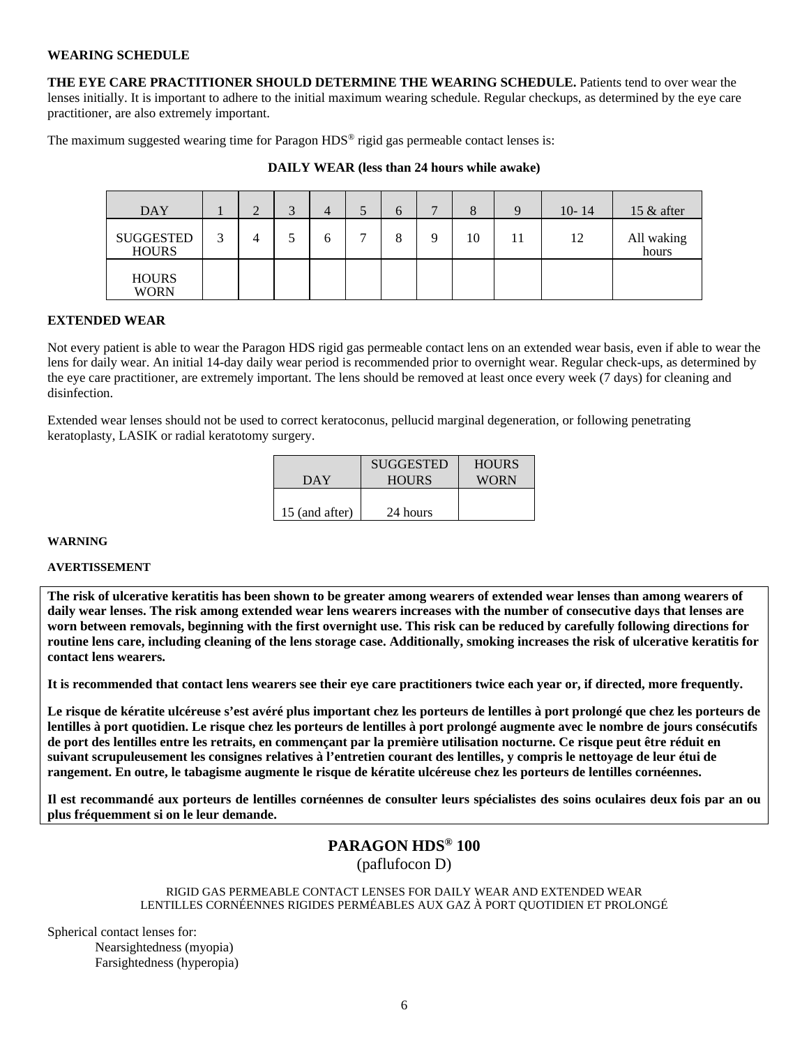**WEARING SCHEDULE**

**THE EYE CARE PRACTITIONER SHOULD DETERMINE THE WEARING SCHEDULE.** Patients tend to over wear the lenses initially. It is important to adhere to the initial maximum wearing schedule. Regular checkups, as determined by the eye care practitioner, are also extremely important.

The maximum suggested wearing time for Paragon HDS® rigid gas permeable contact lenses is:

**DAILY WEAR (less than 24 hours while awake)**

| DAY | 1 | 2 | 3 | 4 | 5 | 6 | 7 | 8 | 9 | 10- 14 | 15 & after |
|---|---|---|---|---|---|---|---|---|---|---|---|
| SUGGESTED HOURS | 3 | 4 | 5 | 6 | 7 | 8 | 9 | 10 | 11 | 12 | All waking hours |
| HOURS WORN | | | | | | | | | | | |

**EXTENDED WEAR**

Not every patient is able to wear the Paragon HDS rigid gas permeable contact lens on an extended wear basis, even if able to wear the lens for daily wear. An initial 14-day daily wear period is recommended prior to overnight wear. Regular check-ups, as determined by the eye care practitioner, are extremely important. The lens should be removed at least once every week (7 days) for cleaning and disinfection.

Extended wear lenses should not be used to correct keratoconus, pellucid marginal degeneration, or following penetrating keratoplasty, LASIK or radial keratotomy surgery.

| DAY | SUGGESTED HOURS | HOURS WORN |
|---|---|---|
| 15 (and after) | 24 hours | |

**WARNING**

**AVERTISSEMENT**

**The risk of ulcerative keratitis has been shown to be greater among wearers of extended wear lenses than among wearers of daily wear lenses. The risk among extended wear lens wearers increases with the number of consecutive days that lenses are worn between removals, beginning with the first overnight use. This risk can be reduced by carefully following directions for routine lens care, including cleaning of the lens storage case. Additionally, smoking increases the risk of ulcerative keratitis for contact lens wearers.**

**It is recommended that contact lens wearers see their eye care practitioners twice each year or, if directed, more frequently.**

**Le risque de kératite ulcéreuse s'est avéré plus important chez les porteurs de lentilles à port prolongé que chez les porteurs de lentilles à port quotidien. Le risque chez les porteurs de lentilles à port prolongé augmente avec le nombre de jours consécutifs de port des lentilles entre les retraits, en commençant par la première utilisation nocturne. Ce risque peut être réduit en suivant scrupuleusement les consignes relatives à l'entretien courant des lentilles, y compris le nettoyage de leur étui de rangement. En outre, le tabagisme augmente le risque de kératite ulcéreuse chez les porteurs de lentilles cornéennes.**

**Il est recommandé aux porteurs de lentilles cornéennes de consulter leurs spécialistes des soins oculaires deux fois par an ou plus fréquemment si on le leur demande.**

## PARAGON HDS® 100

(paflufocon D)

RIGID GAS PERMEABLE CONTACT LENSES FOR DAILY WEAR AND EXTENDED WEAR
LENTILLES CORNÉENNES RIGIDES PERMÉABLES AUX GAZ À PORT QUOTIDIEN ET PROLONGÉ

Spherical contact lenses for:
- Nearsightedness (myopia)
- Farsightedness (hyperopia)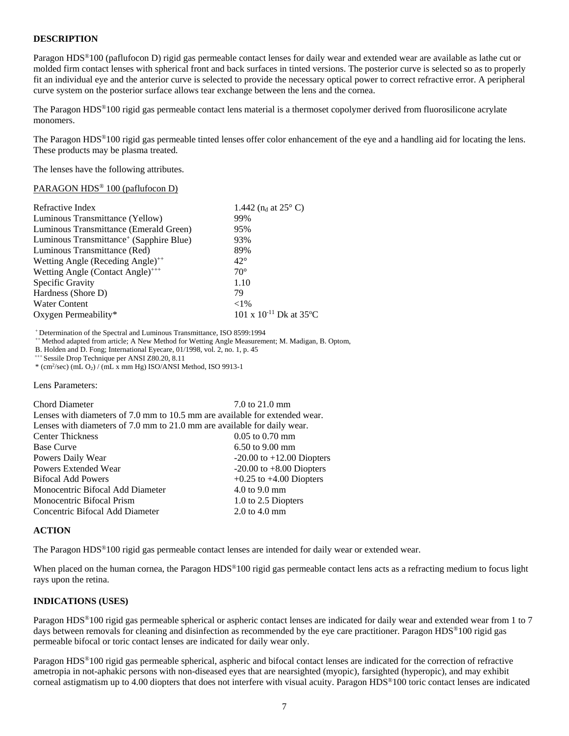**DESCRIPTION**

Paragon HDS®100 (paflufocon D) rigid gas permeable contact lenses for daily wear and extended wear are available as lathe cut or molded firm contact lenses with spherical front and back surfaces in tinted versions. The posterior curve is selected so as to properly fit an individual eye and the anterior curve is selected to provide the necessary optical power to correct refractive error. A peripheral curve system on the posterior surface allows tear exchange between the lens and the cornea.

The Paragon HDS®100 rigid gas permeable contact lens material is a thermoset copolymer derived from fluorosilicone acrylate monomers.

The Paragon HDS®100 rigid gas permeable tinted lenses offer color enhancement of the eye and a handling aid for locating the lens. These products may be plasma treated.

The lenses have the following attributes.

PARAGON HDS® 100 (paflufocon D)

| | |
|---|---|
| Refractive Index | 1.442 ($n_d$ at 25° C) |
| Luminous Transmittance (Yellow) | 99% |
| Luminous Transmittance (Emerald Green) | 95% |
| Luminous Transmittance[+] (Sapphire Blue) | 93% |
| Luminous Transmittance (Red) | 89% |
| Wetting Angle (Receding Angle)[++] | 42° |
| Wetting Angle (Contact Angle)[+++] | 70° |
| Specific Gravity | 1.10 |
| Hardness (Shore D) | 79 |
| Water Content | <1% |
| Oxygen Permeability* | 101 x $10^{-11}$ Dk at 35°C |

[+] Determination of the Spectral and Luminous Transmittance, ISO 8599:1994
[++] Method adapted from article; A New Method for Wetting Angle Measurement; M. Madigan, B. Optom, B. Holden and D. Fong; International Eyecare, 01/1998, vol. 2, no. 1, p. 45
[+++] Sessile Drop Technique per ANSI Z80.20, 8.11
* ($cm^2$/sec) (mL $O_2$) / (mL x mm Hg) ISO/ANSI Method, ISO 9913-1

Lens Parameters:

Chord Diameter 7.0 to 21.0 mm
Lenses with diameters of 7.0 mm to 10.5 mm are available for extended wear.
Lenses with diameters of 7.0 mm to 21.0 mm are available for daily wear.

| | |
|---|---|
| Center Thickness | 0.05 to 0.70 mm |
| Base Curve | 6.50 to 9.00 mm |
| Powers Daily Wear | -20.00 to +12.00 Diopters |
| Powers Extended Wear | -20.00 to +8.00 Diopters |
| Bifocal Add Powers | +0.25 to +4.00 Diopters |
| Monocentric Bifocal Add Diameter | 4.0 to 9.0 mm |
| Monocentric Bifocal Prism | 1.0 to 2.5 Diopters |
| Concentric Bifocal Add Diameter | 2.0 to 4.0 mm |

**ACTION**

The Paragon HDS®100 rigid gas permeable contact lenses are intended for daily wear or extended wear.

When placed on the human cornea, the Paragon HDS®100 rigid gas permeable contact lens acts as a refracting medium to focus light rays upon the retina.

**INDICATIONS (USES)**

Paragon HDS®100 rigid gas permeable spherical or aspheric contact lenses are indicated for daily wear and extended wear from 1 to 7 days between removals for cleaning and disinfection as recommended by the eye care practitioner. Paragon HDS®100 rigid gas permeable bifocal or toric contact lenses are indicated for daily wear only.

Paragon HDS®100 rigid gas permeable spherical, aspheric and bifocal contact lenses are indicated for the correction of refractive ametropia in not-aphakic persons with non-diseased eyes that are nearsighted (myopic), farsighted (hyperopic), and may exhibit corneal astigmatism up to 4.00 diopters that does not interfere with visual acuity. Paragon HDS®100 toric contact lenses are indicated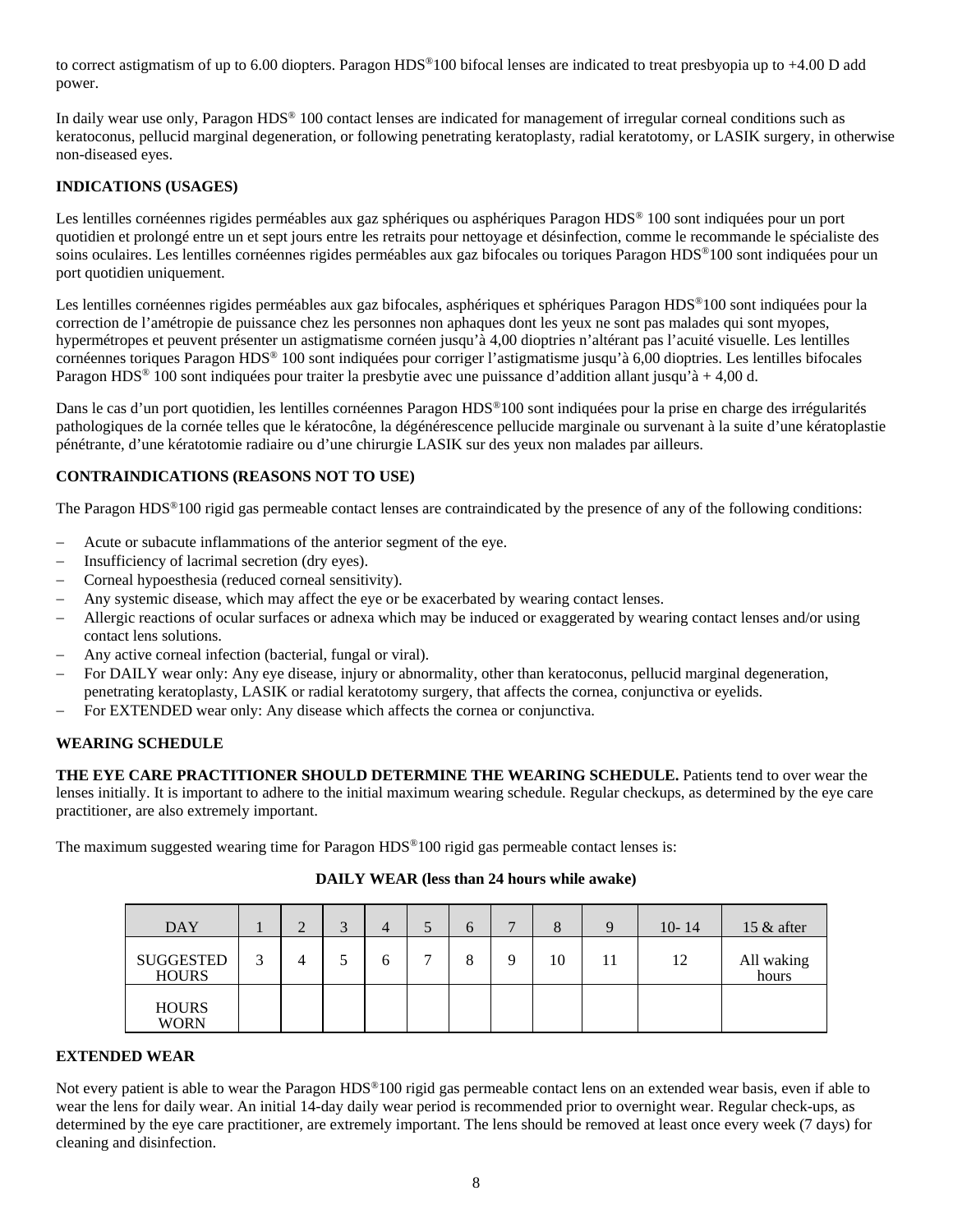to correct astigmatism of up to 6.00 diopters. Paragon HDS®100 bifocal lenses are indicated to treat presbyopia up to +4.00 D add power.

In daily wear use only, Paragon HDS® 100 contact lenses are indicated for management of irregular corneal conditions such as keratoconus, pellucid marginal degeneration, or following penetrating keratoplasty, radial keratotomy, or LASIK surgery, in otherwise non-diseased eyes.

**INDICATIONS (USAGES)**

Les lentilles cornéennes rigides perméables aux gaz sphériques ou asphériques Paragon HDS® 100 sont indiquées pour un port quotidien et prolongé entre un et sept jours entre les retraits pour nettoyage et désinfection, comme le recommande le spécialiste des soins oculaires. Les lentilles cornéennes rigides perméables aux gaz bifocales ou toriques Paragon HDS®100 sont indiquées pour un port quotidien uniquement.

Les lentilles cornéennes rigides perméables aux gaz bifocales, asphériques et sphériques Paragon HDS®100 sont indiquées pour la correction de l'amétropie de puissance chez les personnes non aphaques dont les yeux ne sont pas malades qui sont myopes, hypermétropes et peuvent présenter un astigmatisme cornéen jusqu'à 4,00 dioptries n'altérant pas l'acuité visuelle. Les lentilles cornéennes toriques Paragon HDS® 100 sont indiquées pour corriger l'astigmatisme jusqu'à 6,00 dioptries. Les lentilles bifocales Paragon HDS® 100 sont indiquées pour traiter la presbytie avec une puissance d'addition allant jusqu'à + 4,00 d.

Dans le cas d'un port quotidien, les lentilles cornéennes Paragon HDS®100 sont indiquées pour la prise en charge des irrégularités pathologiques de la cornée telles que le kératocône, la dégénérescence pellucide marginale ou survenant à la suite d'une kératoplastie pénétrante, d'une kératotomie radiaire ou d'une chirurgie LASIK sur des yeux non malades par ailleurs.

**CONTRAINDICATIONS (REASONS NOT TO USE)**

The Paragon HDS®100 rigid gas permeable contact lenses are contraindicated by the presence of any of the following conditions:

- Acute or subacute inflammations of the anterior segment of the eye.
- Insufficiency of lacrimal secretion (dry eyes).
- Corneal hypoesthesia (reduced corneal sensitivity).
- Any systemic disease, which may affect the eye or be exacerbated by wearing contact lenses.
- Allergic reactions of ocular surfaces or adnexa which may be induced or exaggerated by wearing contact lenses and/or using contact lens solutions.
- Any active corneal infection (bacterial, fungal or viral).
- For DAILY wear only: Any eye disease, injury or abnormality, other than keratoconus, pellucid marginal degeneration, penetrating keratoplasty, LASIK or radial keratotomy surgery, that affects the cornea, conjunctiva or eyelids.
- For EXTENDED wear only: Any disease which affects the cornea or conjunctiva.

**WEARING SCHEDULE**

**THE EYE CARE PRACTITIONER SHOULD DETERMINE THE WEARING SCHEDULE.** Patients tend to over wear the lenses initially. It is important to adhere to the initial maximum wearing schedule. Regular checkups, as determined by the eye care practitioner, are also extremely important.

The maximum suggested wearing time for Paragon HDS®100 rigid gas permeable contact lenses is:

**DAILY WEAR (less than 24 hours while awake)**

| DAY | 1 | 2 | 3 | 4 | 5 | 6 | 7 | 8 | 9 | 10- 14 | 15 & after |
|---|---|---|---|---|---|---|---|---|---|---|---|
| SUGGESTED HOURS | 3 | 4 | 5 | 6 | 7 | 8 | 9 | 10 | 11 | 12 | All waking hours |
| HOURS WORN | | | | | | | | | | | |

**EXTENDED WEAR**

Not every patient is able to wear the Paragon HDS®100 rigid gas permeable contact lens on an extended wear basis, even if able to wear the lens for daily wear. An initial 14-day daily wear period is recommended prior to overnight wear. Regular check-ups, as determined by the eye care practitioner, are extremely important. The lens should be removed at least once every week (7 days) for cleaning and disinfection.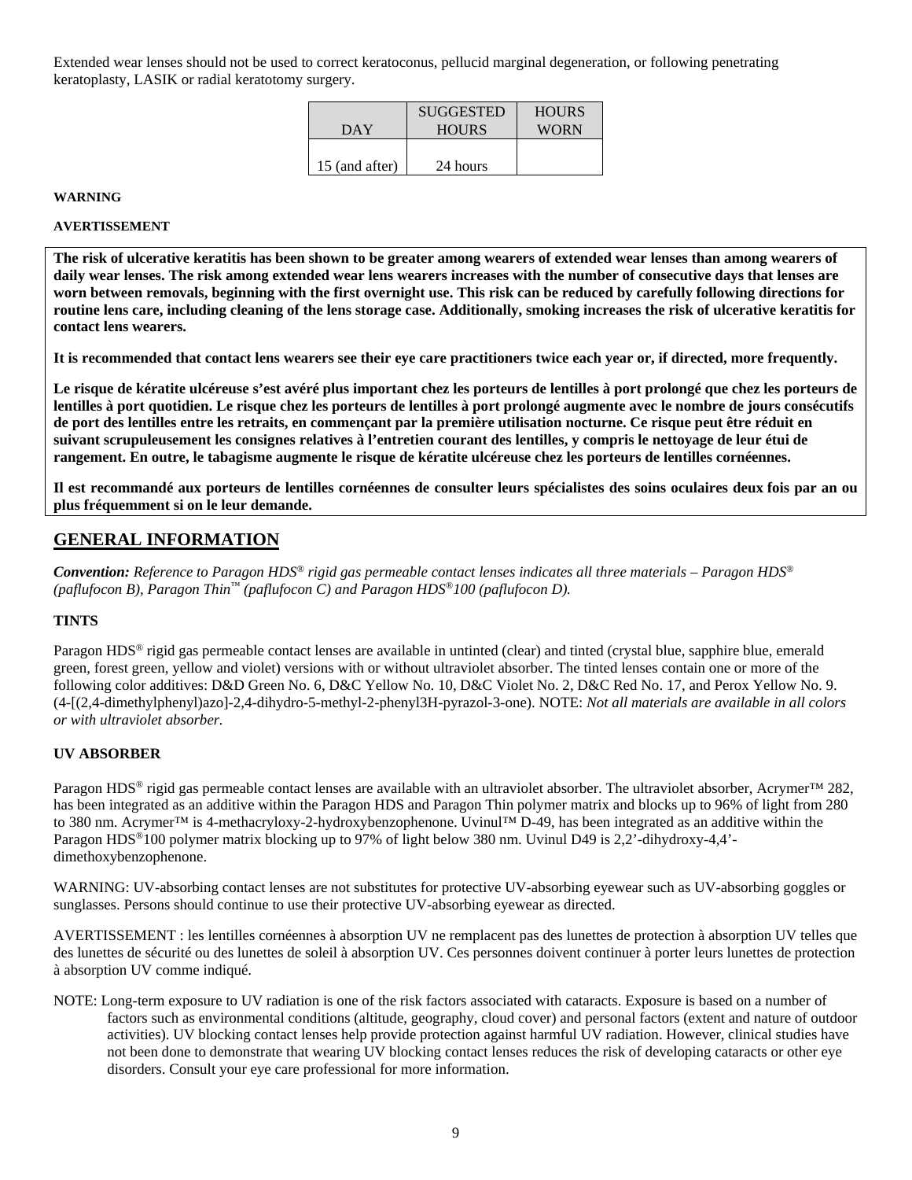Extended wear lenses should not be used to correct keratoconus, pellucid marginal degeneration, or following penetrating keratoplasty, LASIK or radial keratotomy surgery.

| DAY | SUGGESTED HOURS | HOURS WORN |
|---|---|---|
| 15 (and after) | 24 hours | |

**WARNING**

**AVERTISSEMENT**

**The risk of ulcerative keratitis has been shown to be greater among wearers of extended wear lenses than among wearers of daily wear lenses. The risk among extended wear lens wearers increases with the number of consecutive days that lenses are worn between removals, beginning with the first overnight use. This risk can be reduced by carefully following directions for routine lens care, including cleaning of the lens storage case. Additionally, smoking increases the risk of ulcerative keratitis for contact lens wearers.**

**It is recommended that contact lens wearers see their eye care practitioners twice each year or, if directed, more frequently.**

**Le risque de kératite ulcéreuse s'est avéré plus important chez les porteurs de lentilles à port prolongé que chez les porteurs de lentilles à port quotidien. Le risque chez les porteurs de lentilles à port prolongé augmente avec le nombre de jours consécutifs de port des lentilles entre les retraits, en commençant par la première utilisation nocturne. Ce risque peut être réduit en suivant scrupuleusement les consignes relatives à l'entretien courant des lentilles, y compris le nettoyage de leur étui de rangement. En outre, le tabagisme augmente le risque de kératite ulcéreuse chez les porteurs de lentilles cornéennes.**

**Il est recommandé aux porteurs de lentilles cornéennes de consulter leurs spécialistes des soins oculaires deux fois par an ou plus fréquemment si on le leur demande.**

## GENERAL INFORMATION

***Convention:*** *Reference to Paragon HDS® rigid gas permeable contact lenses indicates all three materials – Paragon HDS® (paflufocon B), Paragon Thin™ (paflufocon C) and Paragon HDS®100 (paflufocon D).*

**TINTS**

Paragon HDS® rigid gas permeable contact lenses are available in untinted (clear) and tinted (crystal blue, sapphire blue, emerald green, forest green, yellow and violet) versions with or without ultraviolet absorber. The tinted lenses contain one or more of the following color additives: D&D Green No. 6, D&C Yellow No. 10, D&C Violet No. 2, D&C Red No. 17, and Perox Yellow No. 9. (4-[(2,4-dimethylphenyl)azo]-2,4-dihydro-5-methyl-2-phenyl3H-pyrazol-3-one). NOTE: *Not all materials are available in all colors or with ultraviolet absorber.*

**UV ABSORBER**

Paragon HDS® rigid gas permeable contact lenses are available with an ultraviolet absorber. The ultraviolet absorber, Acrymer™ 282, has been integrated as an additive within the Paragon HDS and Paragon Thin polymer matrix and blocks up to 96% of light from 280 to 380 nm. Acrymer™ is 4-methacryloxy-2-hydroxybenzophenone. Uvinul™ D-49, has been integrated as an additive within the Paragon HDS®100 polymer matrix blocking up to 97% of light below 380 nm. Uvinul D49 is 2,2'-dihydroxy-4,4'-dimethoxybenzophenone.

WARNING: UV-absorbing contact lenses are not substitutes for protective UV-absorbing eyewear such as UV-absorbing goggles or sunglasses. Persons should continue to use their protective UV-absorbing eyewear as directed.

AVERTISSEMENT : les lentilles cornéennes à absorption UV ne remplacent pas des lunettes de protection à absorption UV telles que des lunettes de sécurité ou des lunettes de soleil à absorption UV. Ces personnes doivent continuer à porter leurs lunettes de protection à absorption UV comme indiqué.

NOTE: Long-term exposure to UV radiation is one of the risk factors associated with cataracts. Exposure is based on a number of factors such as environmental conditions (altitude, geography, cloud cover) and personal factors (extent and nature of outdoor activities). UV blocking contact lenses help provide protection against harmful UV radiation. However, clinical studies have not been done to demonstrate that wearing UV blocking contact lenses reduces the risk of developing cataracts or other eye disorders. Consult your eye care professional for more information.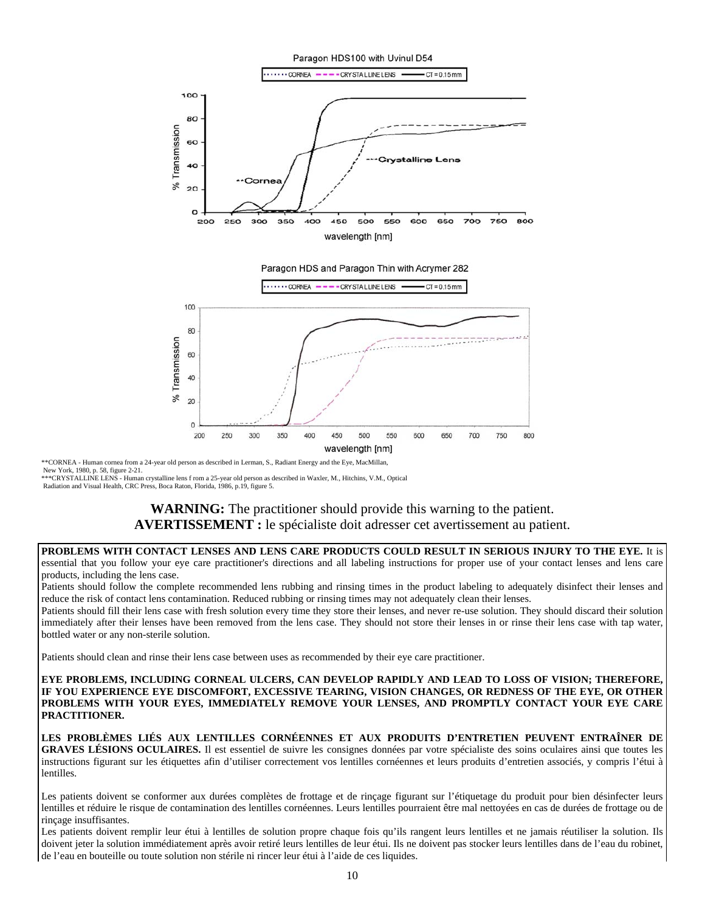Paragon HDS100 with Uvinul D54

Paragon HDS and Paragon Thin with Acrymer 282

**CORNEA - Human cornea from a 24-year old person as described in Lerman, S., Radiant Energy and the Eye, MacMillan, New York, 1980, p. 58, figure 2-21.
***CRYSTALLINE LENS - Human crystalline lens f rom a 25-year old person as described in Waxler, M., Hitchins, V.M., Optical Radiation and Visual Health, CRC Press, Boca Raton, Florida, 1986, p.19, figure 5.

**WARNING:** The practitioner should provide this warning to the patient.
**AVERTISSEMENT :** le spécialiste doit adresser cet avertissement au patient.

**PROBLEMS WITH CONTACT LENSES AND LENS CARE PRODUCTS COULD RESULT IN SERIOUS INJURY TO THE EYE.** It is essential that you follow your eye care practitioner's directions and all labeling instructions for proper use of your contact lenses and lens care products, including the lens case.

Patients should follow the complete recommended lens rubbing and rinsing times in the product labeling to adequately disinfect their lenses and reduce the risk of contact lens contamination. Reduced rubbing or rinsing times may not adequately clean their lenses.

Patients should fill their lens case with fresh solution every time they store their lenses, and never re-use solution. They should discard their solution immediately after their lenses have been removed from the lens case. They should not store their lenses in or rinse their lens case with tap water, bottled water or any non-sterile solution.

Patients should clean and rinse their lens case between uses as recommended by their eye care practitioner.

**EYE PROBLEMS, INCLUDING CORNEAL ULCERS, CAN DEVELOP RAPIDLY AND LEAD TO LOSS OF VISION; THEREFORE, IF YOU EXPERIENCE EYE DISCOMFORT, EXCESSIVE TEARING, VISION CHANGES, OR REDNESS OF THE EYE, OR OTHER PROBLEMS WITH YOUR EYES, IMMEDIATELY REMOVE YOUR LENSES, AND PROMPTLY CONTACT YOUR EYE CARE PRACTITIONER.**

**LES PROBLÈMES LIÉS AUX LENTILLES CORNÉENNES ET AUX PRODUITS D'ENTRETIEN PEUVENT ENTRAÎNER DE GRAVES LÉSIONS OCULAIRES.** Il est essentiel de suivre les consignes données par votre spécialiste des soins oculaires ainsi que toutes les instructions figurant sur les étiquettes afin d'utiliser correctement vos lentilles cornéennes et leurs produits d'entretien associés, y compris l'étui à lentilles.

Les patients doivent se conformer aux durées complètes de frottage et de rinçage figurant sur l'étiquetage du produit pour bien désinfecter leurs lentilles et réduire le risque de contamination des lentilles cornéennes. Leurs lentilles pourraient être mal nettoyées en cas de durées de frottage ou de rinçage insuffisantes.

Les patients doivent remplir leur étui à lentilles de solution propre chaque fois qu'ils rangent leurs lentilles et ne jamais réutiliser la solution. Ils doivent jeter la solution immédiatement après avoir retiré leurs lentilles de leur étui. Ils ne doivent pas stocker leurs lentilles dans de l'eau du robinet, de l'eau en bouteille ou toute solution non stérile ni rincer leur étui à l'aide de ces liquides.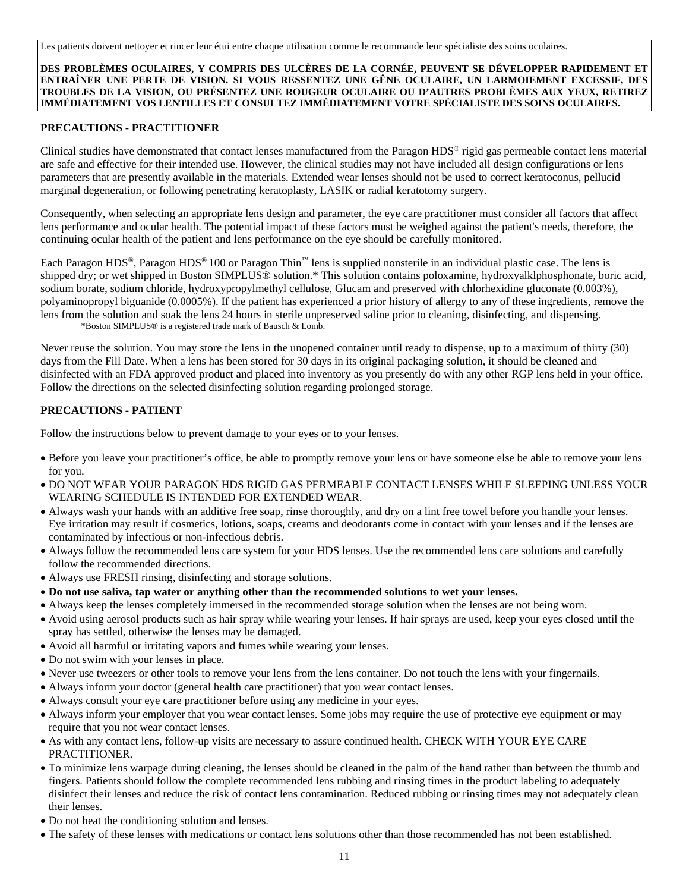Les patients doivent nettoyer et rincer leur étui entre chaque utilisation comme le recommande leur spécialiste des soins oculaires.

**DES PROBLÈMES OCULAIRES, Y COMPRIS DES ULCÈRES DE LA CORNÉE, PEUVENT SE DÉVELOPPER RAPIDEMENT ET ENTRAÎNER UNE PERTE DE VISION. SI VOUS RESSENTEZ UNE GÊNE OCULAIRE, UN LARMOIEMENT EXCESSIF, DES TROUBLES DE LA VISION, OU PRÉSENTEZ UNE ROUGEUR OCULAIRE OU D'AUTRES PROBLÈMES AUX YEUX, RETIREZ IMMÉDIATEMENT VOS LENTILLES ET CONSULTEZ IMMÉDIATEMENT VOTRE SPÉCIALISTE DES SOINS OCULAIRES.**

**PRECAUTIONS - PRACTITIONER**

Clinical studies have demonstrated that contact lenses manufactured from the Paragon HDS® rigid gas permeable contact lens material are safe and effective for their intended use. However, the clinical studies may not have included all design configurations or lens parameters that are presently available in the materials. Extended wear lenses should not be used to correct keratoconus, pellucid marginal degeneration, or following penetrating keratoplasty, LASIK or radial keratotomy surgery.

Consequently, when selecting an appropriate lens design and parameter, the eye care practitioner must consider all factors that affect lens performance and ocular health. The potential impact of these factors must be weighed against the patient's needs, therefore, the continuing ocular health of the patient and lens performance on the eye should be carefully monitored.

Each Paragon HDS®, Paragon HDS® 100 or Paragon Thin™ lens is supplied nonsterile in an individual plastic case. The lens is shipped dry; or wet shipped in Boston SIMPLUS® solution.* This solution contains poloxamine, hydroxyalklphosphonate, boric acid, sodium borate, sodium chloride, hydroxypropylmethyl cellulose, Glucam and preserved with chlorhexidine gluconate (0.003%), polyaminopropyl biguanide (0.0005%). If the patient has experienced a prior history of allergy to any of these ingredients, remove the lens from the solution and soak the lens 24 hours in sterile unpreserved saline prior to cleaning, disinfecting, and dispensing.

*Boston SIMPLUS® is a registered trade mark of Bausch & Lomb.

Never reuse the solution. You may store the lens in the unopened container until ready to dispense, up to a maximum of thirty (30) days from the Fill Date. When a lens has been stored for 30 days in its original packaging solution, it should be cleaned and disinfected with an FDA approved product and placed into inventory as you presently do with any other RGP lens held in your office. Follow the directions on the selected disinfecting solution regarding prolonged storage.

**PRECAUTIONS - PATIENT**

Follow the instructions below to prevent damage to your eyes or to your lenses.

- Before you leave your practitioner's office, be able to promptly remove your lens or have someone else be able to remove your lens for you.
- DO NOT WEAR YOUR PARAGON HDS RIGID GAS PERMEABLE CONTACT LENSES WHILE SLEEPING UNLESS YOUR WEARING SCHEDULE IS INTENDED FOR EXTENDED WEAR.
- Always wash your hands with an additive free soap, rinse thoroughly, and dry on a lint free towel before you handle your lenses. Eye irritation may result if cosmetics, lotions, soaps, creams and deodorants come in contact with your lenses and if the lenses are contaminated by infectious or non-infectious debris.
- Always follow the recommended lens care system for your HDS lenses. Use the recommended lens care solutions and carefully follow the recommended directions.
- Always use FRESH rinsing, disinfecting and storage solutions.
- **Do not use saliva, tap water or anything other than the recommended solutions to wet your lenses.**
- Always keep the lenses completely immersed in the recommended storage solution when the lenses are not being worn.
- Avoid using aerosol products such as hair spray while wearing your lenses. If hair sprays are used, keep your eyes closed until the spray has settled, otherwise the lenses may be damaged.
- Avoid all harmful or irritating vapors and fumes while wearing your lenses.
- Do not swim with your lenses in place.
- Never use tweezers or other tools to remove your lens from the lens container. Do not touch the lens with your fingernails.
- Always inform your doctor (general health care practitioner) that you wear contact lenses.
- Always consult your eye care practitioner before using any medicine in your eyes.
- Always inform your employer that you wear contact lenses. Some jobs may require the use of protective eye equipment or may require that you not wear contact lenses.
- As with any contact lens, follow-up visits are necessary to assure continued health. CHECK WITH YOUR EYE CARE PRACTITIONER.
- To minimize lens warpage during cleaning, the lenses should be cleaned in the palm of the hand rather than between the thumb and fingers. Patients should follow the complete recommended lens rubbing and rinsing times in the product labeling to adequately disinfect their lenses and reduce the risk of contact lens contamination. Reduced rubbing or rinsing times may not adequately clean their lenses.
- Do not heat the conditioning solution and lenses.
- The safety of these lenses with medications or contact lens solutions other than those recommended has not been established.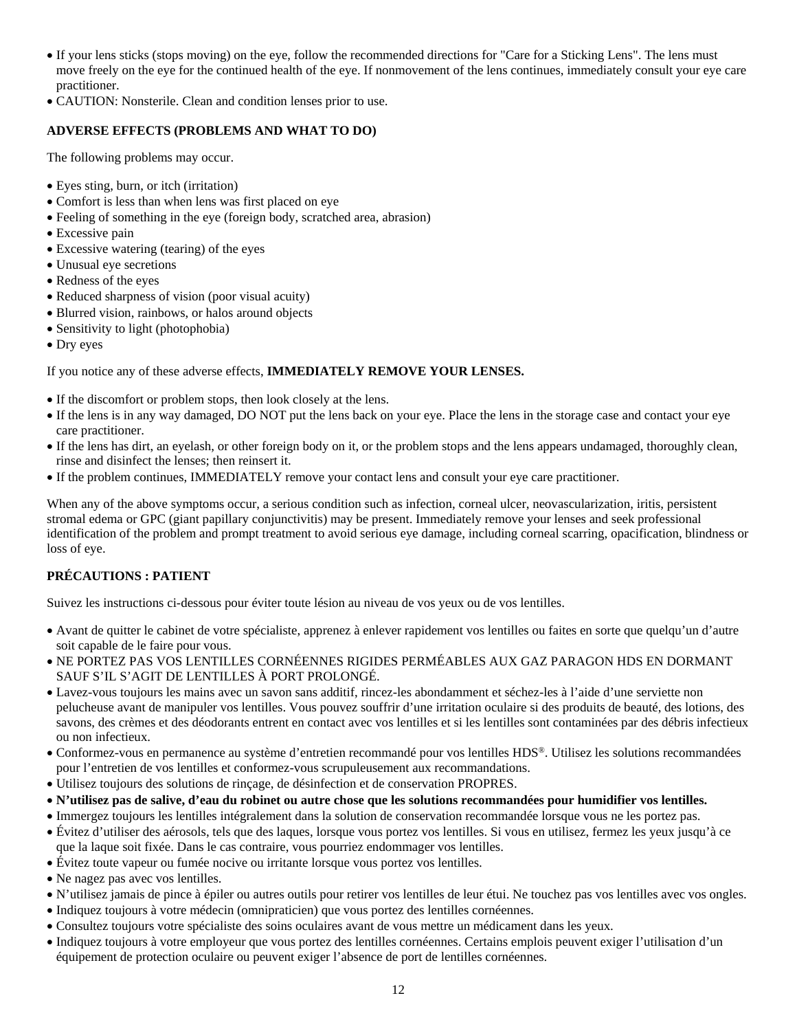- If your lens sticks (stops moving) on the eye, follow the recommended directions for "Care for a Sticking Lens". The lens must move freely on the eye for the continued health of the eye. If nonmovement of the lens continues, immediately consult your eye care practitioner.
- CAUTION: Nonsterile. Clean and condition lenses prior to use.

**ADVERSE EFFECTS (PROBLEMS AND WHAT TO DO)**

The following problems may occur.

- Eyes sting, burn, or itch (irritation)
- Comfort is less than when lens was first placed on eye
- Feeling of something in the eye (foreign body, scratched area, abrasion)
- Excessive pain
- Excessive watering (tearing) of the eyes
- Unusual eye secretions
- Redness of the eyes
- Reduced sharpness of vision (poor visual acuity)
- Blurred vision, rainbows, or halos around objects
- Sensitivity to light (photophobia)
- Dry eyes

If you notice any of these adverse effects, **IMMEDIATELY REMOVE YOUR LENSES.**

- If the discomfort or problem stops, then look closely at the lens.
- If the lens is in any way damaged, DO NOT put the lens back on your eye. Place the lens in the storage case and contact your eye care practitioner.
- If the lens has dirt, an eyelash, or other foreign body on it, or the problem stops and the lens appears undamaged, thoroughly clean, rinse and disinfect the lenses; then reinsert it.
- If the problem continues, IMMEDIATELY remove your contact lens and consult your eye care practitioner.

When any of the above symptoms occur, a serious condition such as infection, corneal ulcer, neovascularization, iritis, persistent stromal edema or GPC (giant papillary conjunctivitis) may be present. Immediately remove your lenses and seek professional identification of the problem and prompt treatment to avoid serious eye damage, including corneal scarring, opacification, blindness or loss of eye.

**PRÉCAUTIONS : PATIENT**

Suivez les instructions ci-dessous pour éviter toute lésion au niveau de vos yeux ou de vos lentilles.

- Avant de quitter le cabinet de votre spécialiste, apprenez à enlever rapidement vos lentilles ou faites en sorte que quelqu'un d'autre soit capable de le faire pour vous.
- NE PORTEZ PAS VOS LENTILLES CORNÉENNES RIGIDES PERMÉABLES AUX GAZ PARAGON HDS EN DORMANT SAUF S'IL S'AGIT DE LENTILLES À PORT PROLONGÉ.
- Lavez-vous toujours les mains avec un savon sans additif, rincez-les abondamment et séchez-les à l'aide d'une serviette non pelucheuse avant de manipuler vos lentilles. Vous pouvez souffrir d'une irritation oculaire si des produits de beauté, des lotions, des savons, des crèmes et des déodorants entrent en contact avec vos lentilles et si les lentilles sont contaminées par des débris infectieux ou non infectieux.
- Conformez-vous en permanence au système d'entretien recommandé pour vos lentilles HDS®. Utilisez les solutions recommandées pour l'entretien de vos lentilles et conformez-vous scrupuleusement aux recommandations.
- Utilisez toujours des solutions de rinçage, de désinfection et de conservation PROPRES.
- **N'utilisez pas de salive, d'eau du robinet ou autre chose que les solutions recommandées pour humidifier vos lentilles.**
- Immergez toujours les lentilles intégralement dans la solution de conservation recommandée lorsque vous ne les portez pas.
- Évitez d'utiliser des aérosols, tels que des laques, lorsque vous portez vos lentilles. Si vous en utilisez, fermez les yeux jusqu'à ce que la laque soit fixée. Dans le cas contraire, vous pourriez endommager vos lentilles.
- Évitez toute vapeur ou fumée nocive ou irritante lorsque vous portez vos lentilles.
- Ne nagez pas avec vos lentilles.
- N'utilisez jamais de pince à épiler ou autres outils pour retirer vos lentilles de leur étui. Ne touchez pas vos lentilles avec vos ongles.
- Indiquez toujours à votre médecin (omnipraticien) que vous portez des lentilles cornéennes.
- Consultez toujours votre spécialiste des soins oculaires avant de vous mettre un médicament dans les yeux.
- Indiquez toujours à votre employeur que vous portez des lentilles cornéennes. Certains emplois peuvent exiger l'utilisation d'un équipement de protection oculaire ou peuvent exiger l'absence de port de lentilles cornéennes.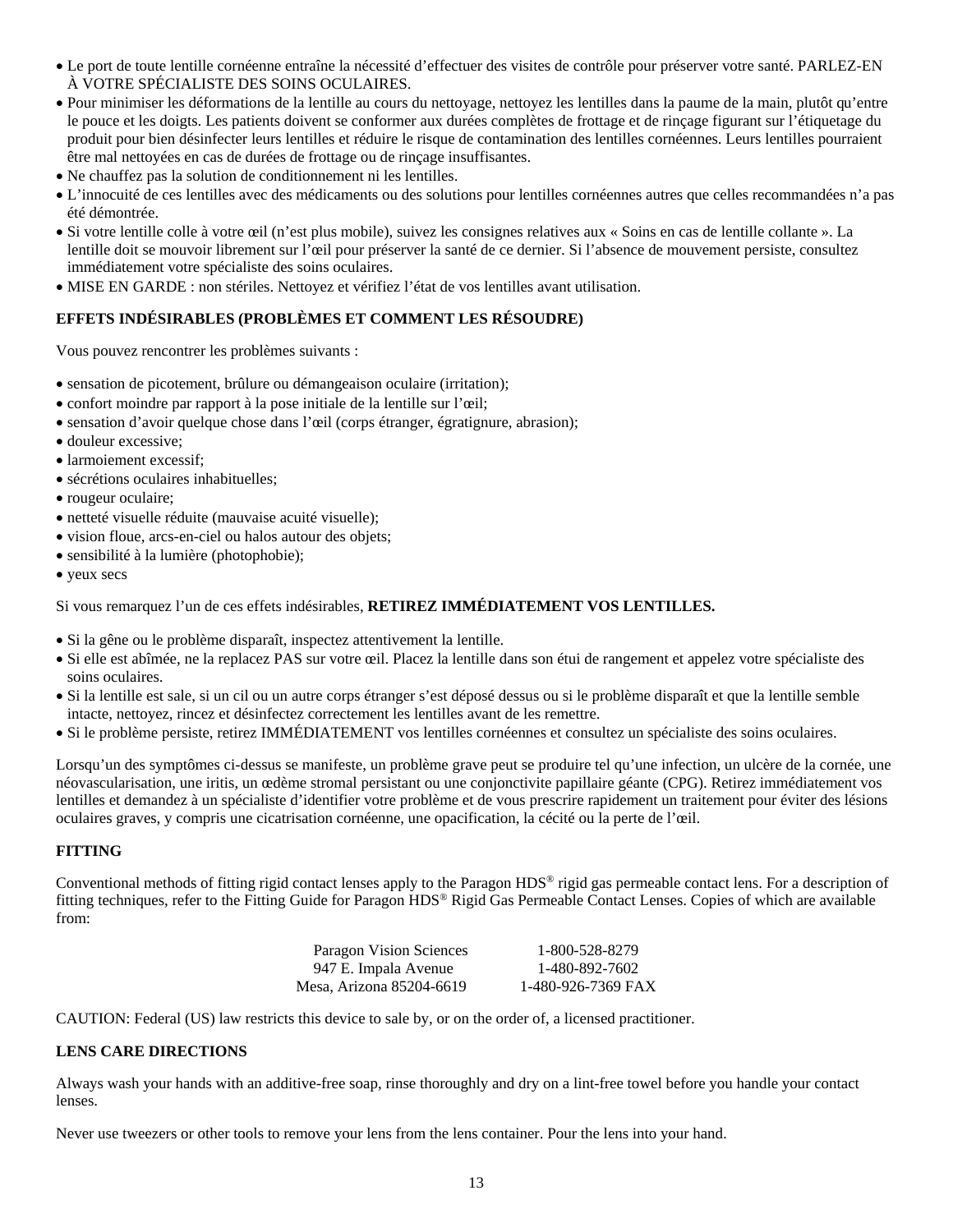- Le port de toute lentille cornéenne entraîne la nécessité d'effectuer des visites de contrôle pour préserver votre santé. PARLEZ-EN À VOTRE SPÉCIALISTE DES SOINS OCULAIRES.
- Pour minimiser les déformations de la lentille au cours du nettoyage, nettoyez les lentilles dans la paume de la main, plutôt qu'entre le pouce et les doigts. Les patients doivent se conformer aux durées complètes de frottage et de rinçage figurant sur l'étiquetage du produit pour bien désinfecter leurs lentilles et réduire le risque de contamination des lentilles cornéennes. Leurs lentilles pourraient être mal nettoyées en cas de durées de frottage ou de rinçage insuffisantes.
- Ne chauffez pas la solution de conditionnement ni les lentilles.
- L'innocuité de ces lentilles avec des médicaments ou des solutions pour lentilles cornéennes autres que celles recommandées n'a pas été démontrée.
- Si votre lentille colle à votre œil (n'est plus mobile), suivez les consignes relatives aux « Soins en cas de lentille collante ». La lentille doit se mouvoir librement sur l'œil pour préserver la santé de ce dernier. Si l'absence de mouvement persiste, consultez immédiatement votre spécialiste des soins oculaires.
- MISE EN GARDE : non stériles. Nettoyez et vérifiez l'état de vos lentilles avant utilisation.

**EFFETS INDÉSIRABLES (PROBLÈMES ET COMMENT LES RÉSOUDRE)**

Vous pouvez rencontrer les problèmes suivants :

- sensation de picotement, brûlure ou démangeaison oculaire (irritation);
- confort moindre par rapport à la pose initiale de la lentille sur l'œil;
- sensation d'avoir quelque chose dans l'œil (corps étranger, égratignure, abrasion);
- douleur excessive;
- larmoiement excessif;
- sécrétions oculaires inhabituelles;
- rougeur oculaire;
- netteté visuelle réduite (mauvaise acuité visuelle);
- vision floue, arcs-en-ciel ou halos autour des objets;
- sensibilité à la lumière (photophobie);
- yeux secs

Si vous remarquez l'un de ces effets indésirables, **RETIREZ IMMÉDIATEMENT VOS LENTILLES.**

- Si la gêne ou le problème disparaît, inspectez attentivement la lentille.
- Si elle est abîmée, ne la replacez PAS sur votre œil. Placez la lentille dans son étui de rangement et appelez votre spécialiste des soins oculaires.
- Si la lentille est sale, si un cil ou un autre corps étranger s'est déposé dessus ou si le problème disparaît et que la lentille semble intacte, nettoyez, rincez et désinfectez correctement les lentilles avant de les remettre.
- Si le problème persiste, retirez IMMÉDIATEMENT vos lentilles cornéennes et consultez un spécialiste des soins oculaires.

Lorsqu'un des symptômes ci-dessus se manifeste, un problème grave peut se produire tel qu'une infection, un ulcère de la cornée, une néovascularisation, une iritis, un œdème stromal persistant ou une conjonctivite papillaire géante (CPG). Retirez immédiatement vos lentilles et demandez à un spécialiste d'identifier votre problème et de vous prescrire rapidement un traitement pour éviter des lésions oculaires graves, y compris une cicatrisation cornéenne, une opacification, la cécité ou la perte de l'œil.

**FITTING**

Conventional methods of fitting rigid contact lenses apply to the Paragon HDS® rigid gas permeable contact lens. For a description of fitting techniques, refer to the Fitting Guide for Paragon HDS® Rigid Gas Permeable Contact Lenses. Copies of which are available from:

| | |
|---|---|
| Paragon Vision Sciences | 1-800-528-8279 |
| 947 E. Impala Avenue | 1-480-892-7602 |
| Mesa, Arizona 85204-6619 | 1-480-926-7369 FAX |

CAUTION: Federal (US) law restricts this device to sale by, or on the order of, a licensed practitioner.

**LENS CARE DIRECTIONS**

Always wash your hands with an additive-free soap, rinse thoroughly and dry on a lint-free towel before you handle your contact lenses.

Never use tweezers or other tools to remove your lens from the lens container. Pour the lens into your hand.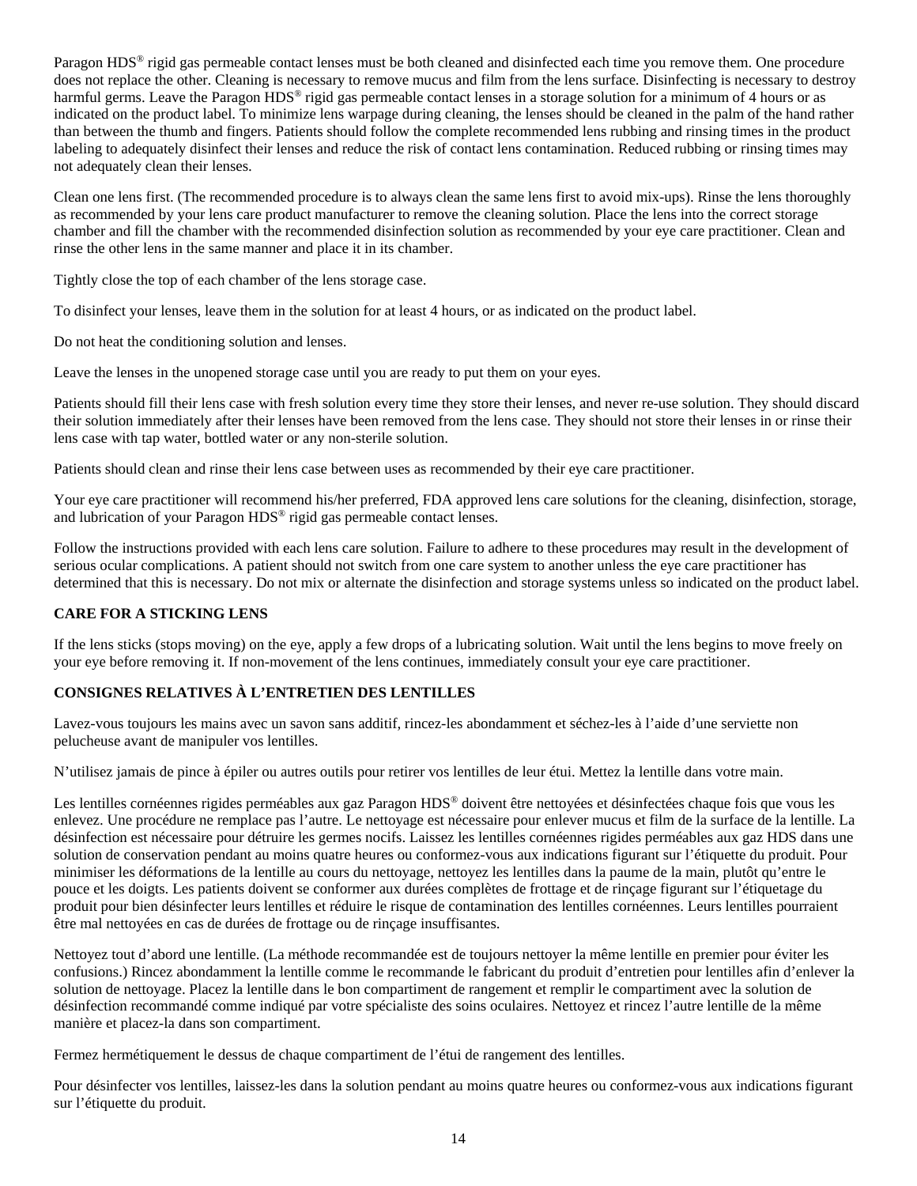Paragon HDS® rigid gas permeable contact lenses must be both cleaned and disinfected each time you remove them. One procedure does not replace the other. Cleaning is necessary to remove mucus and film from the lens surface. Disinfecting is necessary to destroy harmful germs. Leave the Paragon HDS® rigid gas permeable contact lenses in a storage solution for a minimum of 4 hours or as indicated on the product label. To minimize lens warpage during cleaning, the lenses should be cleaned in the palm of the hand rather than between the thumb and fingers. Patients should follow the complete recommended lens rubbing and rinsing times in the product labeling to adequately disinfect their lenses and reduce the risk of contact lens contamination. Reduced rubbing or rinsing times may not adequately clean their lenses.

Clean one lens first. (The recommended procedure is to always clean the same lens first to avoid mix-ups). Rinse the lens thoroughly as recommended by your lens care product manufacturer to remove the cleaning solution. Place the lens into the correct storage chamber and fill the chamber with the recommended disinfection solution as recommended by your eye care practitioner. Clean and rinse the other lens in the same manner and place it in its chamber.

Tightly close the top of each chamber of the lens storage case.

To disinfect your lenses, leave them in the solution for at least 4 hours, or as indicated on the product label.

Do not heat the conditioning solution and lenses.

Leave the lenses in the unopened storage case until you are ready to put them on your eyes.

Patients should fill their lens case with fresh solution every time they store their lenses, and never re-use solution. They should discard their solution immediately after their lenses have been removed from the lens case. They should not store their lenses in or rinse their lens case with tap water, bottled water or any non-sterile solution.

Patients should clean and rinse their lens case between uses as recommended by their eye care practitioner.

Your eye care practitioner will recommend his/her preferred, FDA approved lens care solutions for the cleaning, disinfection, storage, and lubrication of your Paragon HDS® rigid gas permeable contact lenses.

Follow the instructions provided with each lens care solution. Failure to adhere to these procedures may result in the development of serious ocular complications. A patient should not switch from one care system to another unless the eye care practitioner has determined that this is necessary. Do not mix or alternate the disinfection and storage systems unless so indicated on the product label.

**CARE FOR A STICKING LENS**

If the lens sticks (stops moving) on the eye, apply a few drops of a lubricating solution. Wait until the lens begins to move freely on your eye before removing it. If non-movement of the lens continues, immediately consult your eye care practitioner.

**CONSIGNES RELATIVES À L'ENTRETIEN DES LENTILLES**

Lavez-vous toujours les mains avec un savon sans additif, rincez-les abondamment et séchez-les à l'aide d'une serviette non pelucheuse avant de manipuler vos lentilles.

N'utilisez jamais de pince à épiler ou autres outils pour retirer vos lentilles de leur étui. Mettez la lentille dans votre main.

Les lentilles cornéennes rigides perméables aux gaz Paragon HDS® doivent être nettoyées et désinfectées chaque fois que vous les enlevez. Une procédure ne remplace pas l'autre. Le nettoyage est nécessaire pour enlever mucus et film de la surface de la lentille. La désinfection est nécessaire pour détruire les germes nocifs. Laissez les lentilles cornéennes rigides perméables aux gaz HDS dans une solution de conservation pendant au moins quatre heures ou conformez-vous aux indications figurant sur l'étiquette du produit. Pour minimiser les déformations de la lentille au cours du nettoyage, nettoyez les lentilles dans la paume de la main, plutôt qu'entre le pouce et les doigts. Les patients doivent se conformer aux durées complètes de frottage et de rinçage figurant sur l'étiquetage du produit pour bien désinfecter leurs lentilles et réduire le risque de contamination des lentilles cornéennes. Leurs lentilles pourraient être mal nettoyées en cas de durées de frottage ou de rinçage insuffisantes.

Nettoyez tout d'abord une lentille. (La méthode recommandée est de toujours nettoyer la même lentille en premier pour éviter les confusions.) Rincez abondamment la lentille comme le recommande le fabricant du produit d'entretien pour lentilles afin d'enlever la solution de nettoyage. Placez la lentille dans le bon compartiment de rangement et remplir le compartiment avec la solution de désinfection recommandé comme indiqué par votre spécialiste des soins oculaires. Nettoyez et rincez l'autre lentille de la même manière et placez-la dans son compartiment.

Fermez hermétiquement le dessus de chaque compartiment de l'étui de rangement des lentilles.

Pour désinfecter vos lentilles, laissez-les dans la solution pendant au moins quatre heures ou conformez-vous aux indications figurant sur l'étiquette du produit.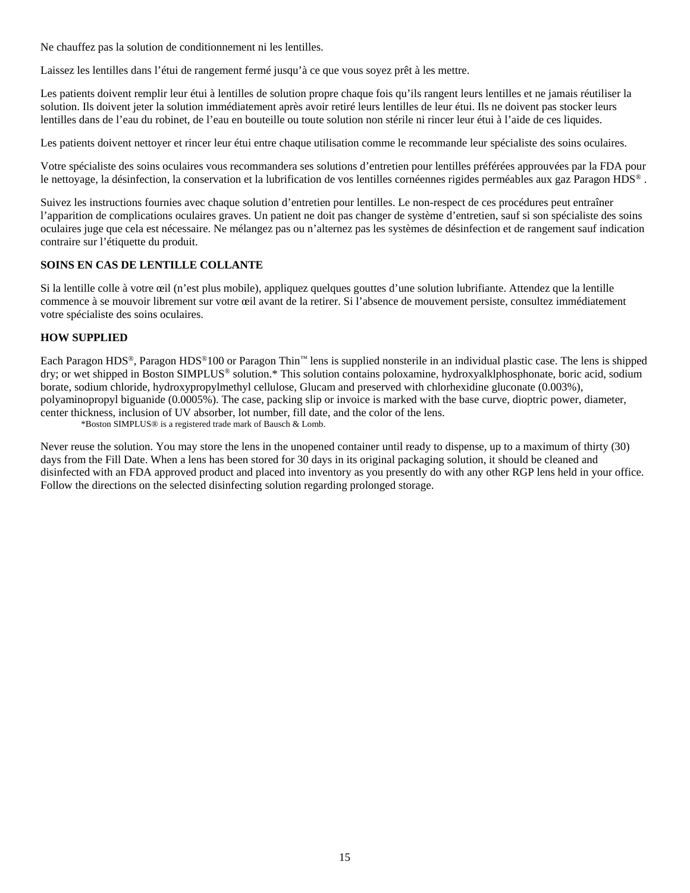Ne chauffez pas la solution de conditionnement ni les lentilles.

Laissez les lentilles dans l'étui de rangement fermé jusqu'à ce que vous soyez prêt à les mettre.

Les patients doivent remplir leur étui à lentilles de solution propre chaque fois qu'ils rangent leurs lentilles et ne jamais réutiliser la solution. Ils doivent jeter la solution immédiatement après avoir retiré leurs lentilles de leur étui. Ils ne doivent pas stocker leurs lentilles dans de l'eau du robinet, de l'eau en bouteille ou toute solution non stérile ni rincer leur étui à l'aide de ces liquides.

Les patients doivent nettoyer et rincer leur étui entre chaque utilisation comme le recommande leur spécialiste des soins oculaires.

Votre spécialiste des soins oculaires vous recommandera ses solutions d'entretien pour lentilles préférées approuvées par la FDA pour le nettoyage, la désinfection, la conservation et la lubrification de vos lentilles cornéennes rigides perméables aux gaz Paragon HDS® .

Suivez les instructions fournies avec chaque solution d'entretien pour lentilles. Le non-respect de ces procédures peut entraîner l'apparition de complications oculaires graves. Un patient ne doit pas changer de système d'entretien, sauf si son spécialiste des soins oculaires juge que cela est nécessaire. Ne mélangez pas ou n'alternez pas les systèmes de désinfection et de rangement sauf indication contraire sur l'étiquette du produit.

**SOINS EN CAS DE LENTILLE COLLANTE**

Si la lentille colle à votre œil (n'est plus mobile), appliquez quelques gouttes d'une solution lubrifiante. Attendez que la lentille commence à se mouvoir librement sur votre œil avant de la retirer. Si l'absence de mouvement persiste, consultez immédiatement votre spécialiste des soins oculaires.

**HOW SUPPLIED**

Each Paragon HDS®, Paragon HDS®100 or Paragon Thin™ lens is supplied nonsterile in an individual plastic case. The lens is shipped dry; or wet shipped in Boston SIMPLUS® solution.* This solution contains poloxamine, hydroxyalklphosphonate, boric acid, sodium borate, sodium chloride, hydroxypropylmethyl cellulose, Glucam and preserved with chlorhexidine gluconate (0.003%), polyaminopropyl biguanide (0.0005%). The case, packing slip or invoice is marked with the base curve, dioptric power, diameter, center thickness, inclusion of UV absorber, lot number, fill date, and the color of the lens.

*Boston SIMPLUS® is a registered trade mark of Bausch & Lomb.

Never reuse the solution. You may store the lens in the unopened container until ready to dispense, up to a maximum of thirty (30) days from the Fill Date. When a lens has been stored for 30 days in its original packaging solution, it should be cleaned and disinfected with an FDA approved product and placed into inventory as you presently do with any other RGP lens held in your office. Follow the directions on the selected disinfecting solution regarding prolonged storage.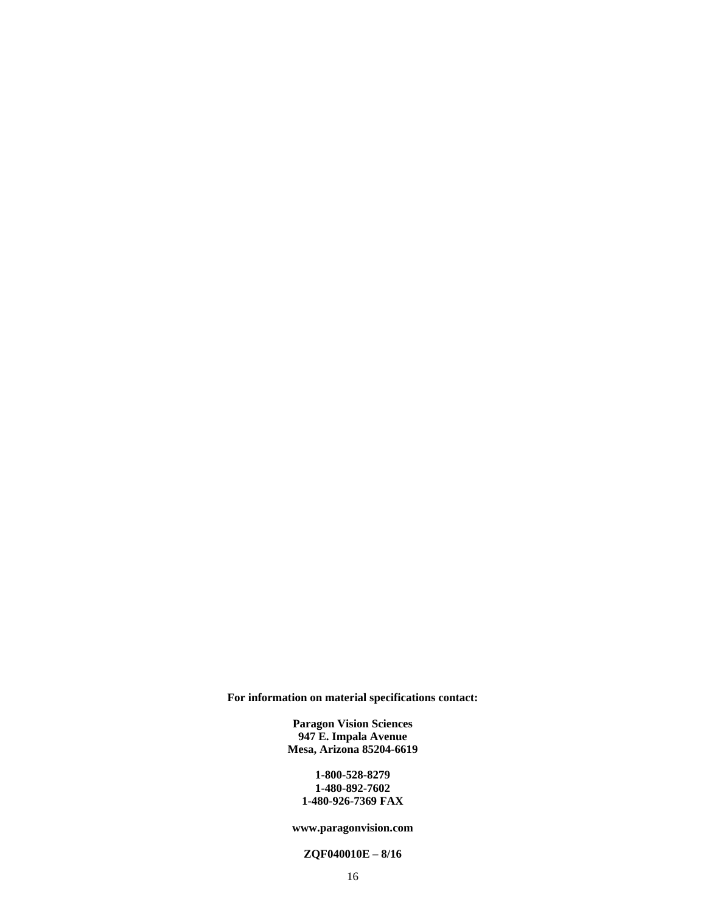**For information on material specifications contact:**

**Paragon Vision Sciences**
**947 E. Impala Avenue**
**Mesa, Arizona 85204-6619**

**1-800-528-8279**
**1-480-892-7602**
**1-480-926-7369 FAX**

**www.paragonvision.com**

**ZQF040010E – 8/16**